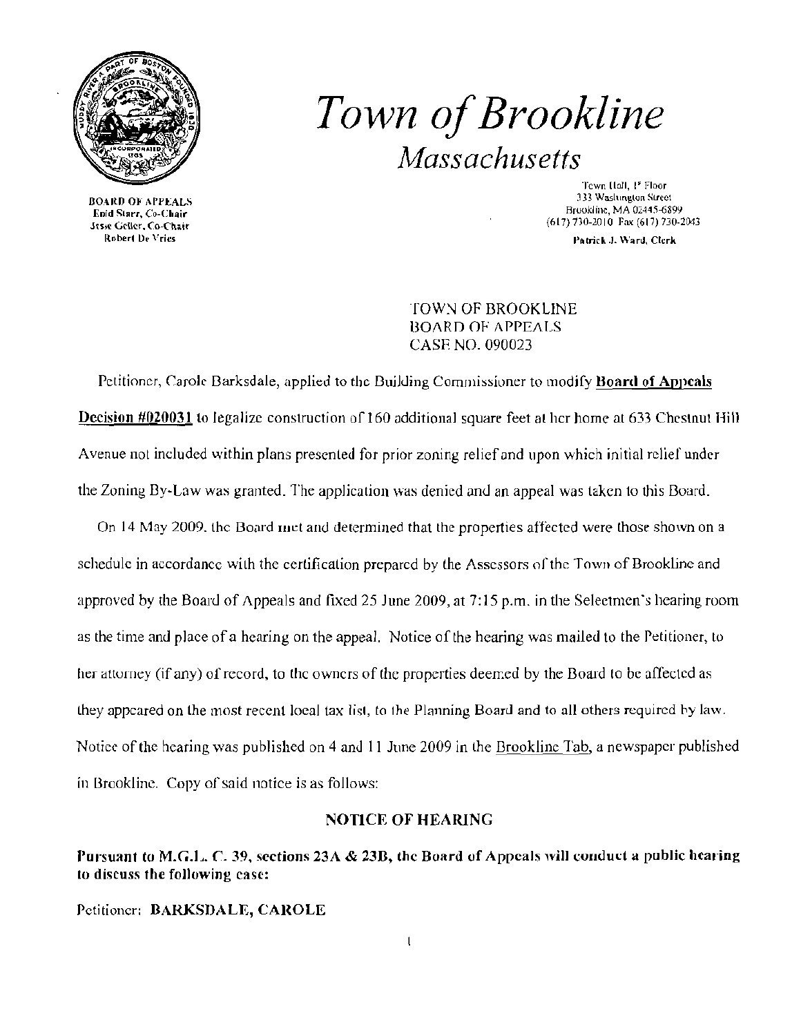# *Town of Brookline*

## *Massachusetts*

BOARD OF APPEALS
Enid Starr, Co-Chair
Jesse Geller, Co-Chair
Robert De Vries

Town Hall, 1st Floor
333 Washington Street
Brookline, MA 02445-6899
(617) 730-2010 Fax (617) 730-2043
Patrick J. Ward, Clerk

TOWN OF BROOKLINE
BOARD OF APPEALS
CASE NO. 090023

Petitioner, Carole Barksdale, applied to the Building Commissioner to modify **Board of Appeals Decision #020031** to legalize construction of 160 additional square feet at her home at 633 Chestnut Hill Avenue not included within plans presented for prior zoning relief and upon which initial relief under the Zoning By-Law was granted. The application was denied and an appeal was taken to this Board.

On 14 May 2009, the Board met and determined that the properties affected were those shown on a schedule in accordance with the certification prepared by the Assessors of the Town of Brookline and approved by the Board of Appeals and fixed 25 June 2009, at 7:15 p.m. in the Selectmen's hearing room as the time and place of a hearing on the appeal. Notice of the hearing was mailed to the Petitioner, to her attorney (if any) of record, to the owners of the properties deemed by the Board to be affected as they appeared on the most recent local tax list, to the Planning Board and to all others required by law. Notice of the hearing was published on 4 and 11 June 2009 in the Brookline Tab, a newspaper published in Brookline. Copy of said notice is as follows:

**NOTICE OF HEARING**

**Pursuant to M.G.L. C. 39, sections 23A & 23B, the Board of Appeals will conduct a public hearing to discuss the following case:**

Petitioner: **BARKSDALE, CAROLE**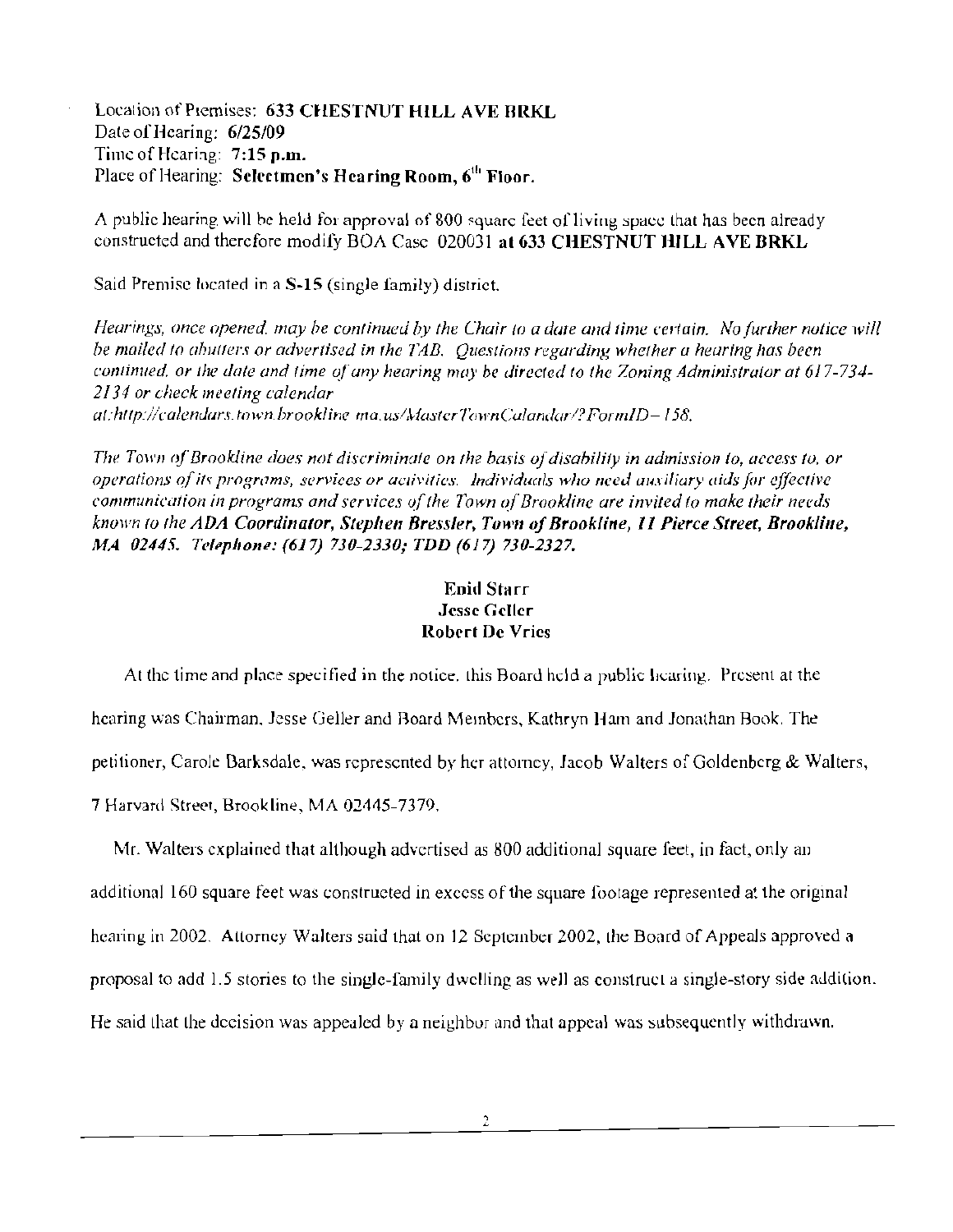Location of Premises: **633 CHESTNUT HILL AVE BRKL**
Date of Hearing: **6/25/09**
Time of Hearing: **7:15 p.m.**
Place of Hearing: **Selectmen's Hearing Room, 6th Floor.**

A public hearing will be held for approval of 800 square feet of living space that has been already constructed and therefore modify BOA Case 020031 **at 633 CHESTNUT HILL AVE BRKL**

Said Premise located in a **S-15** (single family) district.

*Hearings, once opened, may be continued by the Chair to a date and time certain. No further notice will be mailed to abutters or advertised in the TAB. Questions regarding whether a hearing has been continued, or the date and time of any hearing may be directed to the Zoning Administrator at 617-734-2134 or check meeting calendar at:http://calendars.town.brookline.ma.us/MasterTownCalandar/?FormID=158.*

*The Town of Brookline does not discriminate on the basis of disability in admission to, access to, or operations of its programs, services or activities. Individuals who need auxiliary aids for effective communication in programs and services of the Town of Brookline are invited to make their needs known to the* ***ADA Coordinator, Stephen Bressler, Town of Brookline, 11 Pierce Street, Brookline, MA 02445. Telephone: (617) 730-2330; TDD (617) 730-2327.***

**Enid Starr**
**Jesse Geller**
**Robert De Vries**

At the time and place specified in the notice, this Board held a public hearing. Present at the hearing was Chairman, Jesse Geller and Board Members, Kathryn Ham and Jonathan Book. The petitioner, Carole Barksdale, was represented by her attorney, Jacob Walters of Goldenberg & Walters, 7 Harvard Street, Brookline, MA 02445-7379.

Mr. Walters explained that although advertised as 800 additional square feet, in fact, only an additional 160 square feet was constructed in excess of the square footage represented at the original hearing in 2002. Attorney Walters said that on 12 September 2002, the Board of Appeals approved a proposal to add 1.5 stories to the single-family dwelling as well as construct a single-story side addition. He said that the decision was appealed by a neighbor and that appeal was subsequently withdrawn.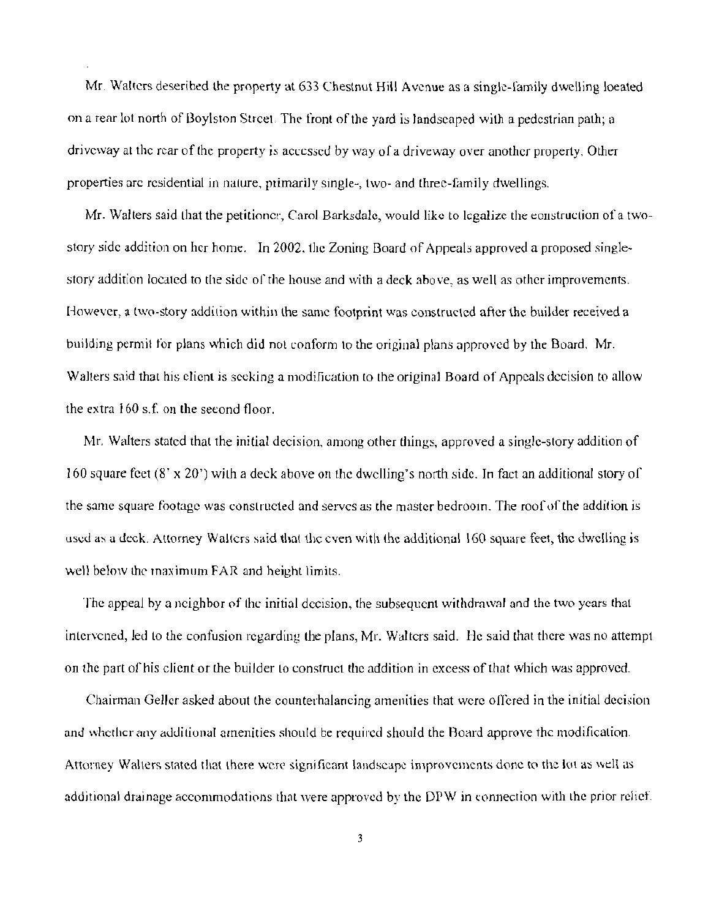Mr. Walters described the property at 633 Chestnut Hill Avenue as a single-family dwelling located on a rear lot north of Boylston Street. The front of the yard is landscaped with a pedestrian path; a driveway at the rear of the property is accessed by way of a driveway over another property. Other properties are residential in nature, primarily single-, two- and three-family dwellings.

Mr. Walters said that the petitioner, Carol Barksdale, would like to legalize the construction of a two-story side addition on her home. In 2002, the Zoning Board of Appeals approved a proposed single-story addition located to the side of the house and with a deck above, as well as other improvements. However, a two-story addition within the same footprint was constructed after the builder received a building permit for plans which did not conform to the original plans approved by the Board. Mr. Walters said that his client is seeking a modification to the original Board of Appeals decision to allow the extra 160 s.f. on the second floor.

Mr. Walters stated that the initial decision, among other things, approved a single-story addition of 160 square feet (8' x 20') with a deck above on the dwelling's north side. In fact an additional story of the same square footage was constructed and serves as the master bedroom. The roof of the addition is used as a deck. Attorney Walters said that the even with the additional 160 square feet, the dwelling is well below the maximum FAR and height limits.

The appeal by a neighbor of the initial decision, the subsequent withdrawal and the two years that intervened, led to the confusion regarding the plans, Mr. Walters said. He said that there was no attempt on the part of his client or the builder to construct the addition in excess of that which was approved.

Chairman Geller asked about the counterbalancing amenities that were offered in the initial decision and whether any additional amenities should be required should the Board approve the modification. Attorney Walters stated that there were significant landscape improvements done to the lot as well as additional drainage accommodations that were approved by the DPW in connection with the prior relief.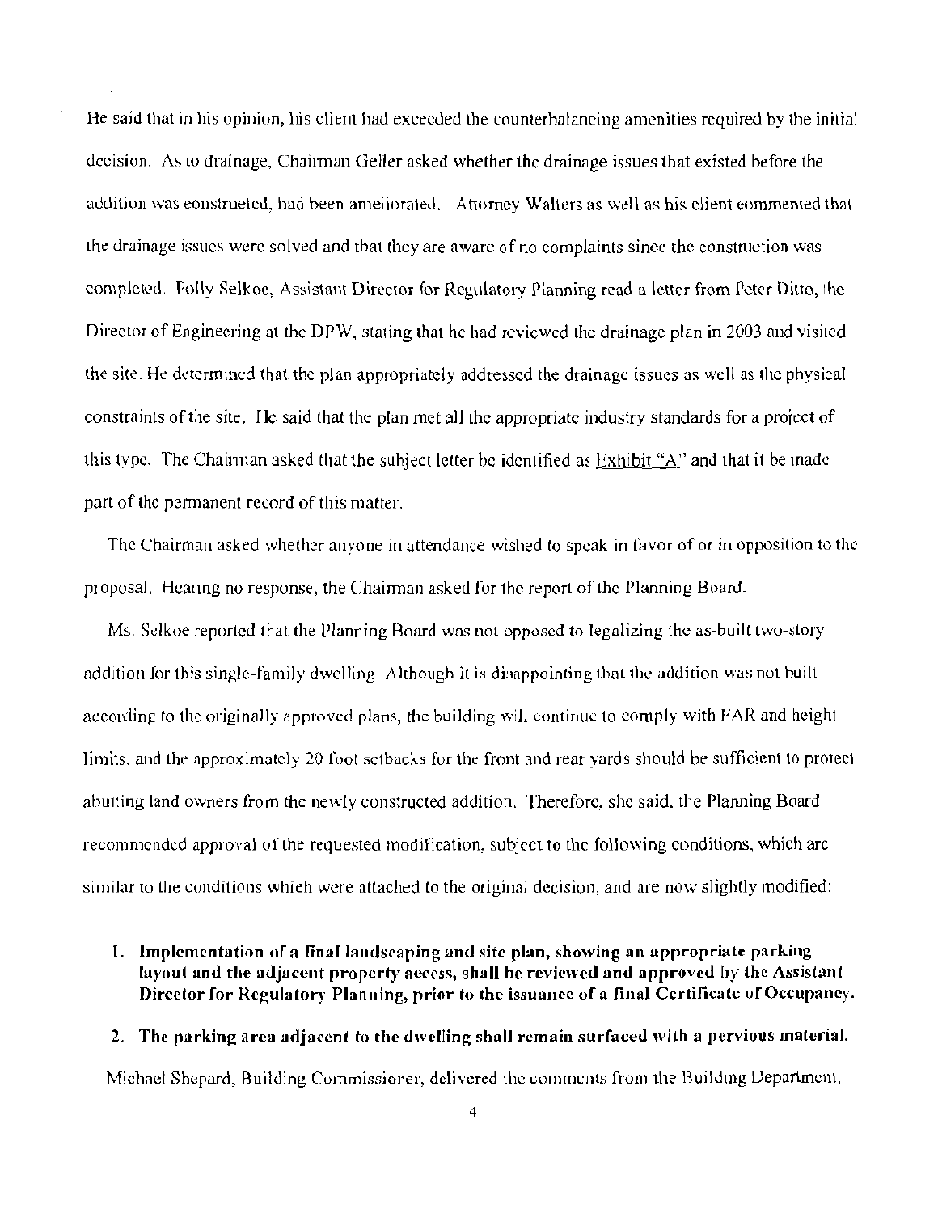He said that in his opinion, his client had exceeded the counterbalancing amenities required by the initial decision. As to drainage, Chairman Geller asked whether the drainage issues that existed before the addition was constructed, had been ameliorated. Attorney Walters as well as his client commented that the drainage issues were solved and that they are aware of no complaints since the construction was completed. Polly Selkoe, Assistant Director for Regulatory Planning read a letter from Peter Ditto, the Director of Engineering at the DPW, stating that he had reviewed the drainage plan in 2003 and visited the site. He determined that the plan appropriately addressed the drainage issues as well as the physical constraints of the site. He said that the plan met all the appropriate industry standards for a project of this type. The Chairman asked that the subject letter be identified as Exhibit "A" and that it be made part of the permanent record of this matter.

The Chairman asked whether anyone in attendance wished to speak in favor of or in opposition to the proposal. Hearing no response, the Chairman asked for the report of the Planning Board.

Ms. Selkoe reported that the Planning Board was not opposed to legalizing the as-built two-story addition for this single-family dwelling. Although it is disappointing that the addition was not built according to the originally approved plans, the building will continue to comply with FAR and height limits, and the approximately 20 foot setbacks for the front and rear yards should be sufficient to protect abutting land owners from the newly constructed addition. Therefore, she said, the Planning Board recommended approval of the requested modification, subject to the following conditions, which are similar to the conditions which were attached to the original decision, and are now slightly modified:

1. **Implementation of a final landscaping and site plan, showing an appropriate parking layout and the adjacent property access, shall be reviewed and approved by the Assistant Director for Regulatory Planning, prior to the issuance of a final Certificate of Occupancy.**

2. **The parking area adjacent to the dwelling shall remain surfaced with a pervious material.**

Michael Shepard, Building Commissioner, delivered the comments from the Building Department.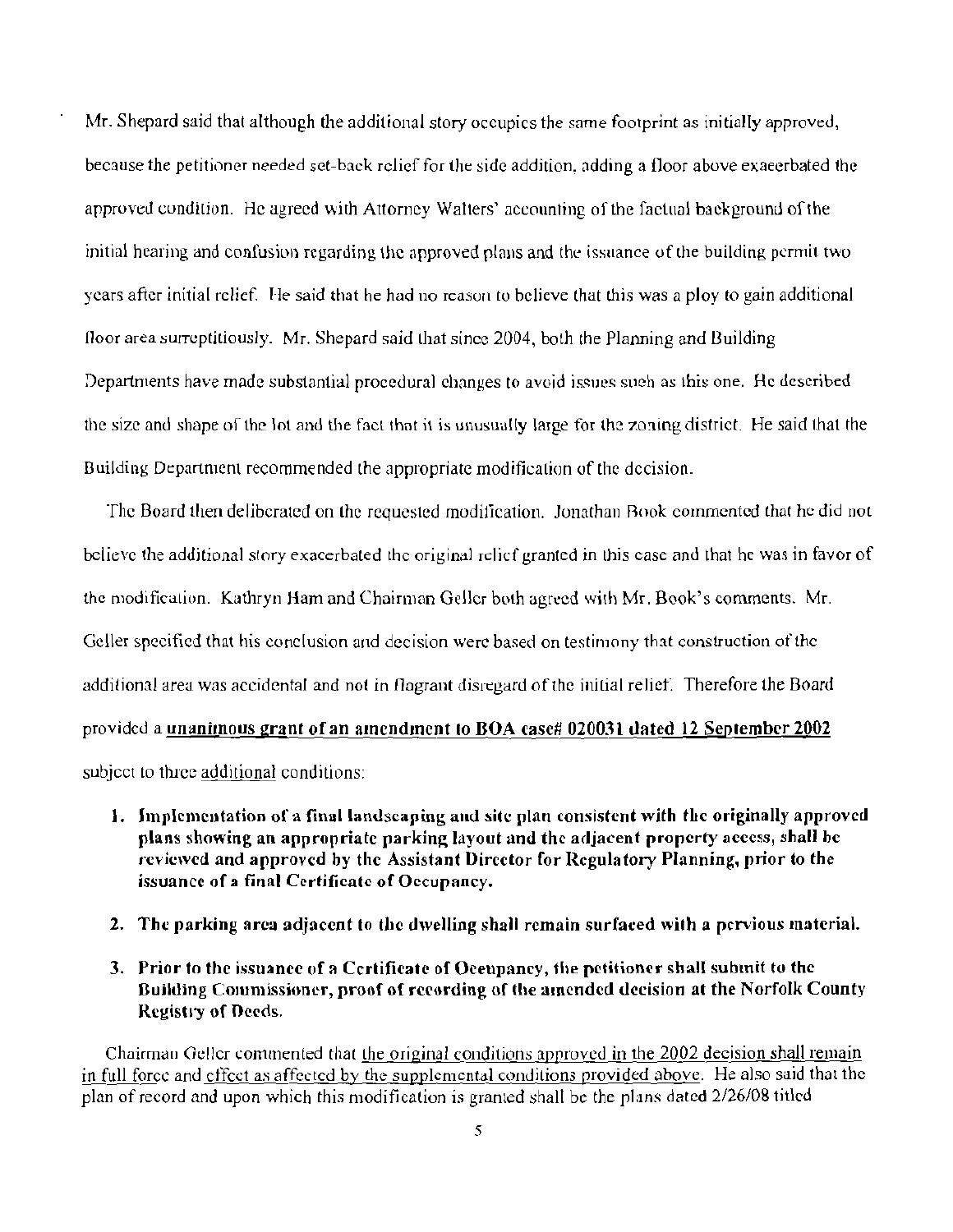Mr. Shepard said that although the additional story occupies the same footprint as initially approved, because the petitioner needed set-back relief for the side addition, adding a floor above exacerbated the approved condition. He agreed with Attorney Walters' accounting of the factual background of the initial hearing and confusion regarding the approved plans and the issuance of the building permit two years after initial relief. He said that he had no reason to believe that this was a ploy to gain additional floor area surreptitiously. Mr. Shepard said that since 2004, both the Planning and Building Departments have made substantial procedural changes to avoid issues such as this one. He described the size and shape of the lot and the fact that it is unusually large for the zoning district. He said that the Building Department recommended the appropriate modification of the decision.

The Board then deliberated on the requested modification. Jonathan Book commented that he did not believe the additional story exacerbated the original relief granted in this case and that he was in favor of the modification. Kathryn Ham and Chairman Geller both agreed with Mr. Book's comments. Mr. Geller specified that his conclusion and decision were based on testimony that construction of the additional area was accidental and not in flagrant disregard of the initial relief. Therefore the Board provided a <u>**unanimous grant of an amendment to BOA case# 020031 dated 12 September 2002**</u> subject to three <u>additional</u> conditions:

1. **Implementation of a final landscaping and site plan consistent with the originally approved plans showing an appropriate parking layout and the adjacent property access, shall be reviewed and approved by the Assistant Director for Regulatory Planning, prior to the issuance of a final Certificate of Occupancy.**

2. **The parking area adjacent to the dwelling shall remain surfaced with a pervious material.**

3. **Prior to the issuance of a Certificate of Occupancy, the petitioner shall submit to the Building Commissioner, proof of recording of the amended decision at the Norfolk County Registry of Deeds.**

Chairman Geller commented that <u>the original conditions approved in the 2002 decision shall remain in full force and effect as affected by the supplemental conditions provided above</u>. He also said that the plan of record and upon which this modification is granted shall be the plans dated 2/26/08 titled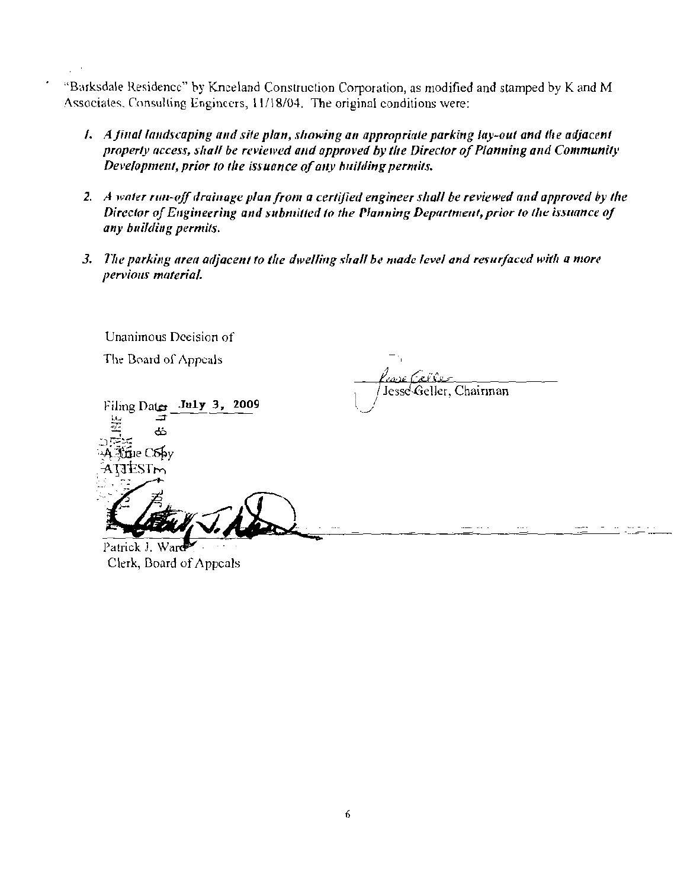"Barksdale Residence" by Kneeland Construction Corporation, as modified and stamped by K and M Associates, Consulting Engineers, 11/18/04. The original conditions were:

1. ***A final landscaping and site plan, showing an appropriate parking lay-out and the adjacent property access, shall be reviewed and approved by the Director of Planning and Community Development, prior to the issuance of any building permits.***

2. ***A water run-off drainage plan from a certified engineer shall be reviewed and approved by the Director of Engineering and submitted to the Planning Department, prior to the issuance of any building permits.***

3. ***The parking area adjacent to the dwelling shall be made level and resurfaced with a more pervious material.***

Unanimous Decision of
The Board of Appeals

Jesse Geller, Chairman

Filing Date: July 3, 2009

A True Copy
ATTEST:

Patrick J. Ward
Clerk, Board of Appeals